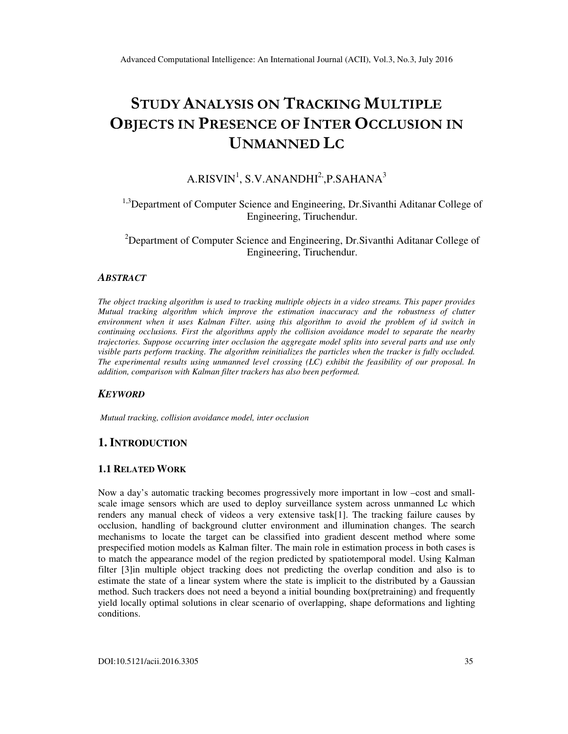# STUDY ANALYSIS ON TRACKING MULTIPLE OBJECTS IN PRESENCE OF INTER OCCLUSION IN UNMANNED LC

A.RISVIN[1], S.V.ANANDHI[2], P.SAHANA[3]

[1,3]Department of Computer Science and Engineering, Dr.Sivanthi Aditanar College of Engineering, Tiruchendur.

[2]Department of Computer Science and Engineering, Dr.Sivanthi Aditanar College of Engineering, Tiruchendur.

### *ABSTRACT*

*The object tracking algorithm is used to tracking multiple objects in a video streams. This paper provides Mutual tracking algorithm which improve the estimation inaccuracy and the robustness of clutter environment when it uses Kalman Filter. using this algorithm to avoid the problem of id switch in continuing occlusions. First the algorithms apply the collision avoidance model to separate the nearby trajectories. Suppose occurring inter occlusion the aggregate model splits into several parts and use only visible parts perform tracking. The algorithm reinitializes the particles when the tracker is fully occluded. The experimental results using unmanned level crossing (LC) exhibit the feasibility of our proposal. In addition, comparison with Kalman filter trackers has also been performed.*

### *KEYWORD*

*Mutual tracking, collision avoidance model, inter occlusion*

## 1. INTRODUCTION

### 1.1 RELATED WORK

Now a day's automatic tracking becomes progressively more important in low –cost and small-scale image sensors which are used to deploy surveillance system across unmanned Lc which renders any manual check of videos a very extensive task[1]. The tracking failure causes by occlusion, handling of background clutter environment and illumination changes. The search mechanisms to locate the target can be classified into gradient descent method where some prespecified motion models as Kalman filter. The main role in estimation process in both cases is to match the appearance model of the region predicted by spatiotemporal model. Using Kalman filter [3]in multiple object tracking does not predicting the overlap condition and also is to estimate the state of a linear system where the state is implicit to the distributed by a Gaussian method. Such trackers does not need a beyond a initial bounding box(pretraining) and frequently yield locally optimal solutions in clear scenario of overlapping, shape deformations and lighting conditions.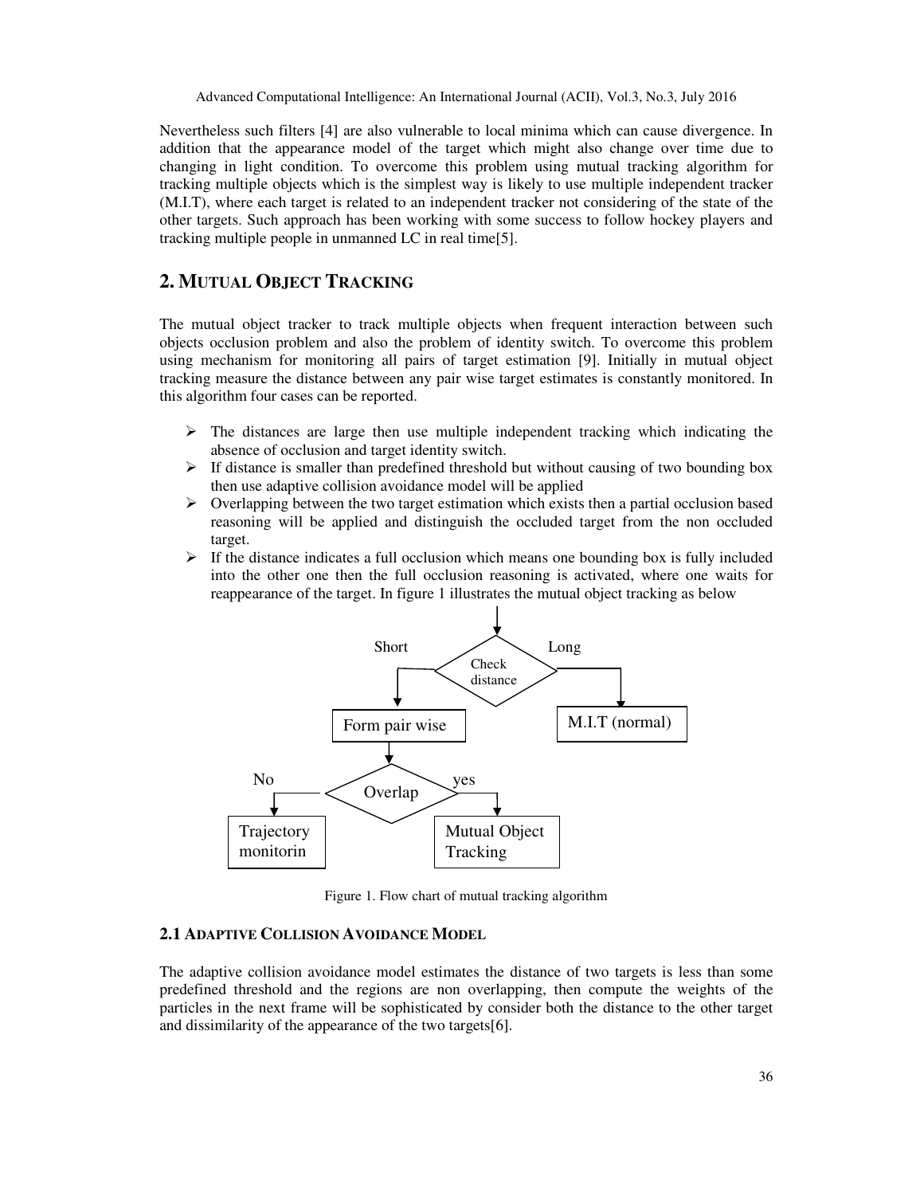Nevertheless such filters [4] are also vulnerable to local minima which can cause divergence. In addition that the appearance model of the target which might also change over time due to changing in light condition. To overcome this problem using mutual tracking algorithm for tracking multiple objects which is the simplest way is likely to use multiple independent tracker (M.I.T), where each target is related to an independent tracker not considering of the state of the other targets. Such approach has been working with some success to follow hockey players and tracking multiple people in unmanned LC in real time[5].

## 2. MUTUAL OBJECT TRACKING

The mutual object tracker to track multiple objects when frequent interaction between such objects occlusion problem and also the problem of identity switch. To overcome this problem using mechanism for monitoring all pairs of target estimation [9]. Initially in mutual object tracking measure the distance between any pair wise target estimates is constantly monitored. In this algorithm four cases can be reported.

- The distances are large then use multiple independent tracking which indicating the absence of occlusion and target identity switch.
- If distance is smaller than predefined threshold but without causing of two bounding box then use adaptive collision avoidance model will be applied
- Overlapping between the two target estimation which exists then a partial occlusion based reasoning will be applied and distinguish the occluded target from the non occluded target.
- If the distance indicates a full occlusion which means one bounding box is fully included into the other one then the full occlusion reasoning is activated, where one waits for reappearance of the target. In figure 1 illustrates the mutual object tracking as below

Figure 1. Flow chart of mutual tracking algorithm

### 2.1 ADAPTIVE COLLISION AVOIDANCE MODEL

The adaptive collision avoidance model estimates the distance of two targets is less than some predefined threshold and the regions are non overlapping, then compute the weights of the particles in the next frame will be sophisticated by consider both the distance to the other target and dissimilarity of the appearance of the two targets[6].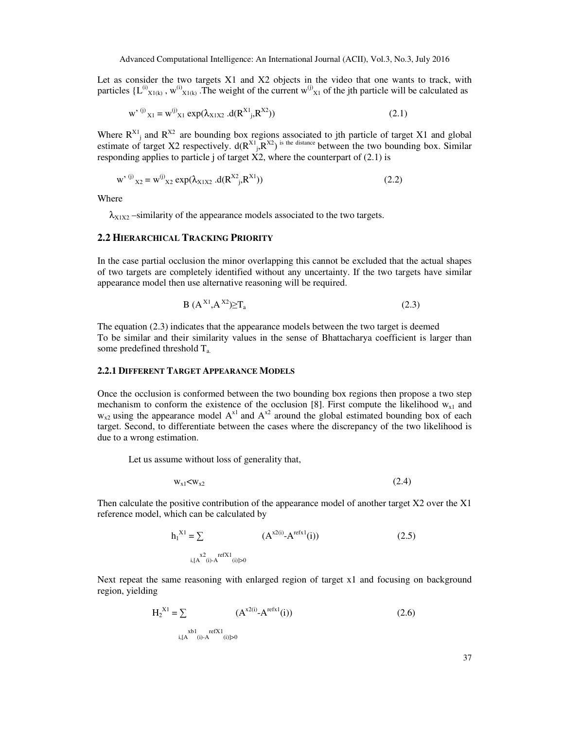Let as consider the two targets X1 and X2 objects in the video that one wants to track, with particles $\{L^{(i)}_{X1(k)}, w^{(i)}_{X1(k)}$ .The weight of the current $w^{(j)}_{X1}$ of the jth particle will be calculated as

$$w'^{(j)}_{X1} = w^{(j)}_{X1} \exp(\lambda_{X1X2} .d(R^{X1}_{j},R^{X2})) \tag{2.1}$$

Where $R^{X1}_{j}$ and $R^{X2}$ are bounding box regions associated to jth particle of target X1 and global estimate of target X2 respectively. $d(R^{X1}_{j},R^{X2})$ is the distance between the two bounding box. Similar responding applies to particle j of target X2, where the counterpart of (2.1) is

$$w'^{(j)}_{X2} = w^{(j)}_{X2} \exp(\lambda_{X1X2} .d(R^{X2}_{j},R^{X1})) \tag{2.2}$$

Where

$\lambda_{X1X2}$ –similarity of the appearance models associated to the two targets.

## 2.2 Hierarchical Tracking Priority

In the case partial occlusion the minor overlapping this cannot be excluded that the actual shapes of two targets are completely identified without any uncertainty. If the two targets have similar appearance model then use alternative reasoning will be required.

$$B(A^{X1},A^{X2}) \geq T_a \tag{2.3}$$

The equation (2.3) indicates that the appearance models between the two target is deemed
To be similar and their similarity values in the sense of Bhattacharya coefficient is larger than some predefined threshold $T_a$.

### 2.2.1 Different Target Appearance Models

Once the occlusion is conformed between the two bounding box regions then propose a two step mechanism to conform the existence of the occlusion [8]. First compute the likelihood $w_{x1}$ and $w_{x2}$ using the appearance model $A^{x1}$ and $A^{x2}$ around the global estimated bounding box of each target. Second, to differentiate between the cases where the discrepancy of the two likelihood is due to a wrong estimation.

Let us assume without loss of generality that,

$$w_{x1} < w_{x2} \tag{2.4}$$

Then calculate the positive contribution of the appearance model of another target X2 over the X1 reference model, which can be calculated by

$$h_1^{X1} = \sum_{i,[A^{x2}(i)-A^{refX1}(i)]>0} (A^{x2(i)}-A^{refx1}(i)) \tag{2.5}$$

Next repeat the same reasoning with enlarged region of target x1 and focusing on background region, yielding

$$H_2^{X1} = \sum_{i,[A^{xb1}(i)-A^{refX1}(i)]>0} (A^{x2(i)}-A^{refx1}(i)) \tag{2.6}$$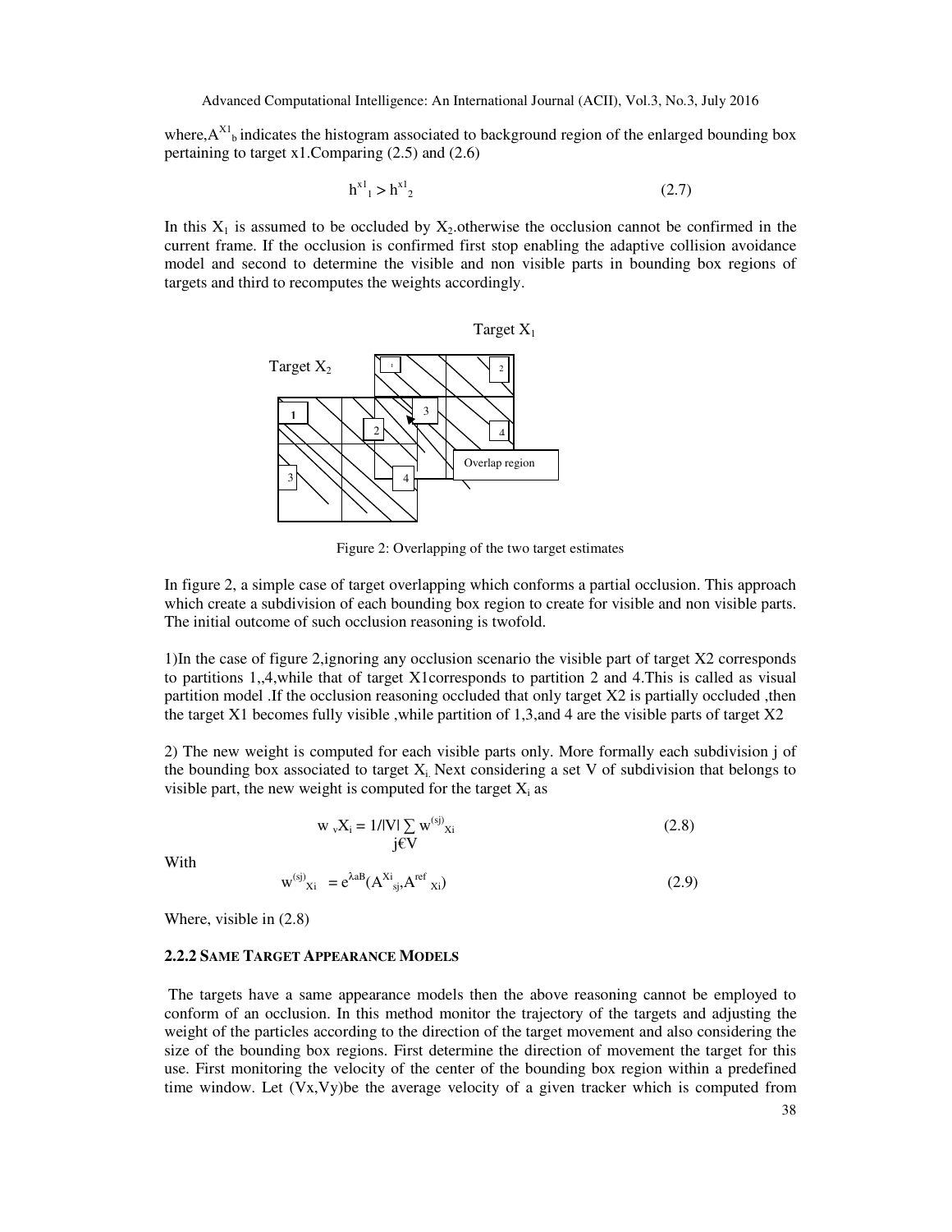where,$A^{X1}_b$ indicates the histogram associated to background region of the enlarged bounding box pertaining to target x1.Comparing (2.5) and (2.6)

$$h^{x1}_1 > h^{x1}_2 \tag{2.7}$$

In this $X_1$ is assumed to be occluded by $X_2$.otherwise the occlusion cannot be confirmed in the current frame. If the occlusion is confirmed first stop enabling the adaptive collision avoidance model and second to determine the visible and non visible parts in bounding box regions of targets and third to recomputes the weights accordingly.

Target $X_1$

Target $X_2$

Overlap region

Figure 2: Overlapping of the two target estimates

In figure 2, a simple case of target overlapping which conforms a partial occlusion. This approach which create a subdivision of each bounding box region to create for visible and non visible parts. The initial outcome of such occlusion reasoning is twofold.

1)In the case of figure 2,ignoring any occlusion scenario the visible part of target X2 corresponds to partitions 1,,4,while that of target X1corresponds to partition 2 and 4.This is called as visual partition model .If the occlusion reasoning occluded that only target X2 is partially occluded ,then the target X1 becomes fully visible ,while partition of 1,3,and 4 are the visible parts of target X2

2) The new weight is computed for each visible parts only. More formally each subdivision j of the bounding box associated to target $X_i$. Next considering a set V of subdivision that belongs to visible part, the new weight is computed for the target $X_i$ as

$$w_v X_i = 1/|V| \sum_{j \in V} w^{(sj)}_{Xi} \tag{2.8}$$

With

$$w^{(sj)}_{Xi} = e^{\lambda aB}(A^{Xi}_{sj}, A^{ref}_{Xi}) \tag{2.9}$$

Where, visible in (2.8)

### 2.2.2 Same Target Appearance Models

The targets have a same appearance models then the above reasoning cannot be employed to conform of an occlusion. In this method monitor the trajectory of the targets and adjusting the weight of the particles according to the direction of the target movement and also considering the size of the bounding box regions. First determine the direction of movement the target for this use. First monitoring the velocity of the center of the bounding box region within a predefined time window. Let (Vx,Vy)be the average velocity of a given tracker which is computed from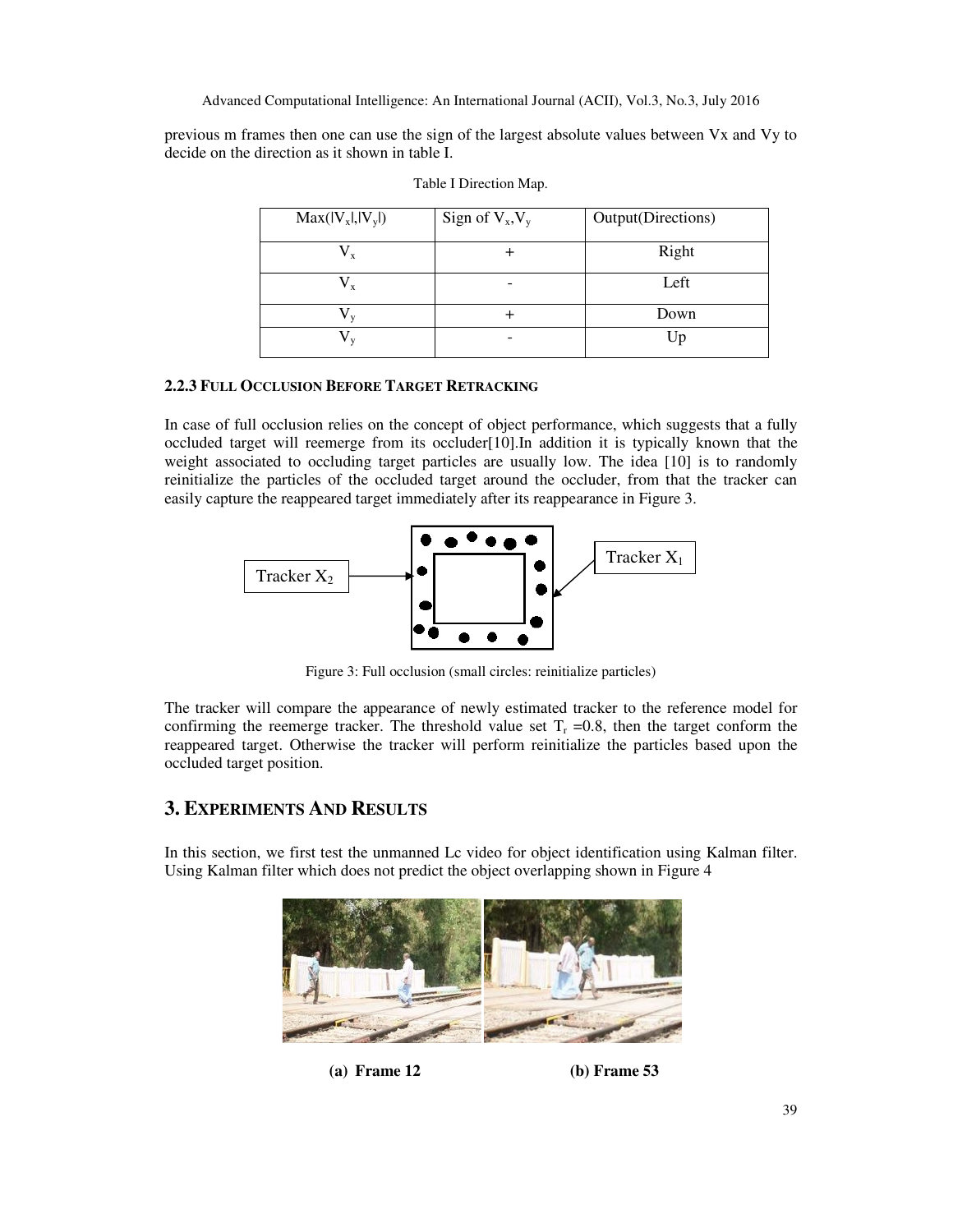previous m frames then one can use the sign of the largest absolute values between Vx and Vy to decide on the direction as it shown in table I.

Table I Direction Map.

| $\text{Max}(\lvert V_x \rvert, \lvert V_y \rvert)$ | Sign of $V_x, V_y$ | Output(Directions) |
|---|---|---|
| $V_x$ | + | Right |
| $V_x$ | - | Left |
| $V_y$ | + | Down |
| $V_y$ | - | Up |

### 2.2.3 Full Occlusion Before Target Retracking

In case of full occlusion relies on the concept of object performance, which suggests that a fully occluded target will reemerge from its occluder[10].In addition it is typically known that the weight associated to occluding target particles are usually low. The idea [10] is to randomly reinitialize the particles of the occluded target around the occluder, from that the tracker can easily capture the reappeared target immediately after its reappearance in Figure 3.

Tracker $X_2$ &nbsp;&nbsp;&nbsp; Tracker $X_1$

Figure 3: Full occlusion (small circles: reinitialize particles)

The tracker will compare the appearance of newly estimated tracker to the reference model for confirming the reemerge tracker. The threshold value set $T_r$ =0.8, then the target conform the reappeared target. Otherwise the tracker will perform reinitialize the particles based upon the occluded target position.

## 3. Experiments And Results

In this section, we first test the unmanned Lc video for object identification using Kalman filter. Using Kalman filter which does not predict the object overlapping shown in Figure 4

**(a) Frame 12** &nbsp;&nbsp;&nbsp; **(b) Frame 53**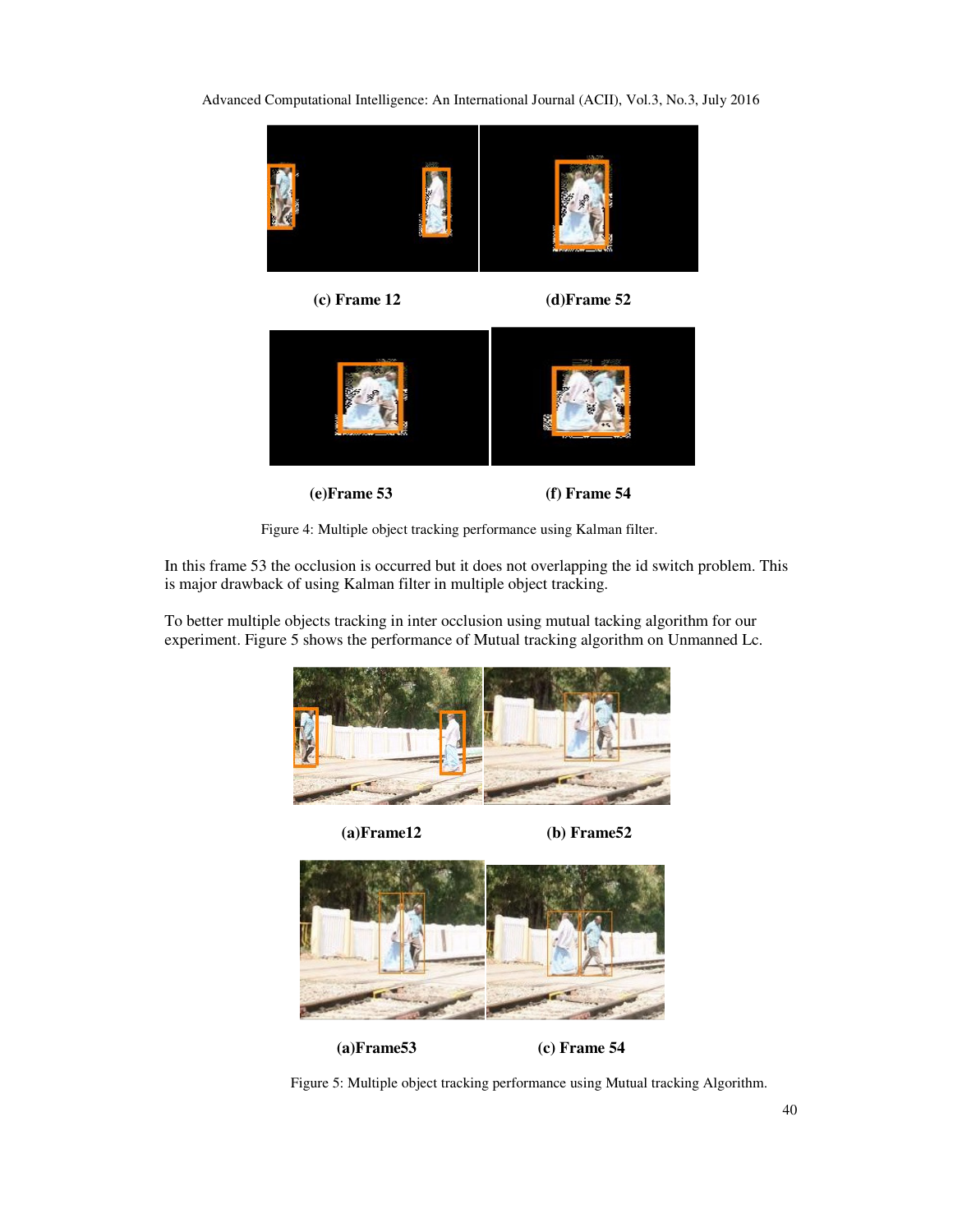(c) Frame 12

(d)Frame 52

(e)Frame 53

(f) Frame 54

Figure 4: Multiple object tracking performance using Kalman filter.

In this frame 53 the occlusion is occurred but it does not overlapping the id switch problem. This is major drawback of using Kalman filter in multiple object tracking.

To better multiple objects tracking in inter occlusion using mutual tacking algorithm for our experiment. Figure 5 shows the performance of Mutual tracking algorithm on Unmanned Lc.

(a)Frame12

(b) Frame52

(a)Frame53

(c) Frame 54

Figure 5: Multiple object tracking performance using Mutual tracking Algorithm.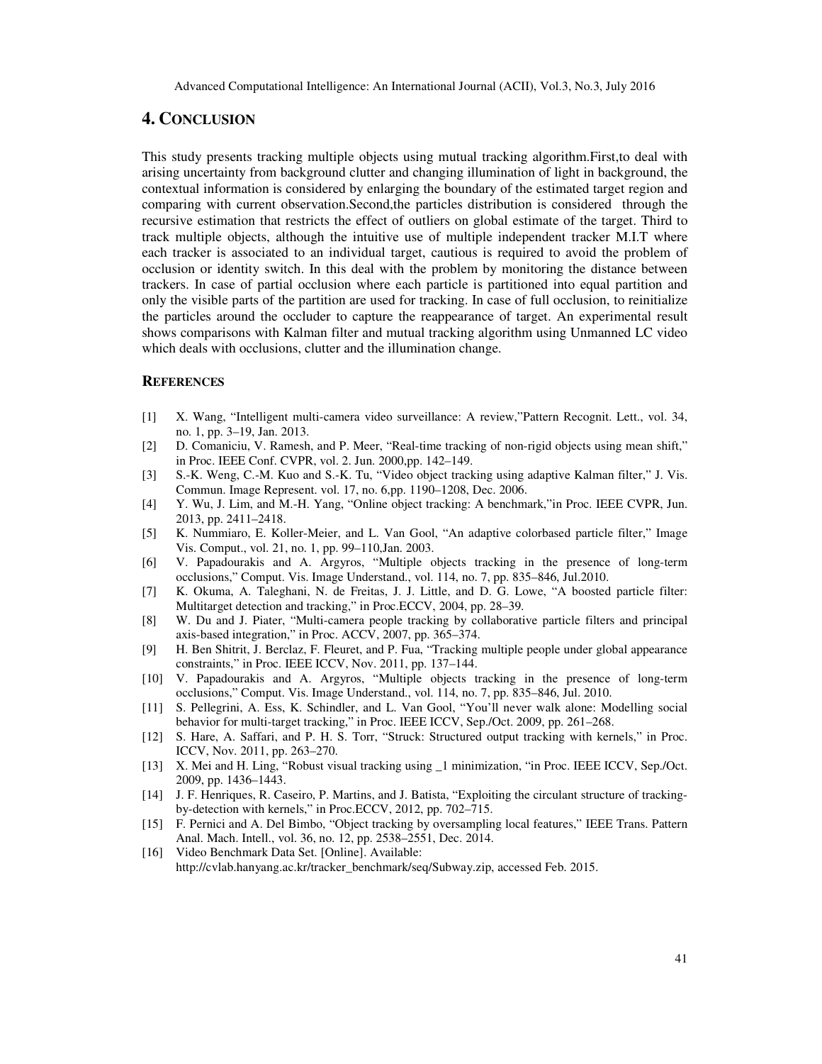## 4. CONCLUSION

This study presents tracking multiple objects using mutual tracking algorithm.First,to deal with arising uncertainty from background clutter and changing illumination of light in background, the contextual information is considered by enlarging the boundary of the estimated target region and comparing with current observation.Second,the particles distribution is considered through the recursive estimation that restricts the effect of outliers on global estimate of the target. Third to track multiple objects, although the intuitive use of multiple independent tracker M.I.T where each tracker is associated to an individual target, cautious is required to avoid the problem of occlusion or identity switch. In this deal with the problem by monitoring the distance between trackers. In case of partial occlusion where each particle is partitioned into equal partition and only the visible parts of the partition are used for tracking. In case of full occlusion, to reinitialize the particles around the occluder to capture the reappearance of target. An experimental result shows comparisons with Kalman filter and mutual tracking algorithm using Unmanned LC video which deals with occlusions, clutter and the illumination change.

### REFERENCES

[1] X. Wang, "Intelligent multi-camera video surveillance: A review,"Pattern Recognit. Lett., vol. 34, no. 1, pp. 3–19, Jan. 2013.

[2] D. Comaniciu, V. Ramesh, and P. Meer, "Real-time tracking of non-rigid objects using mean shift," in Proc. IEEE Conf. CVPR, vol. 2. Jun. 2000,pp. 142–149.

[3] S.-K. Weng, C.-M. Kuo and S.-K. Tu, "Video object tracking using adaptive Kalman filter," J. Vis. Commun. Image Represent. vol. 17, no. 6,pp. 1190–1208, Dec. 2006.

[4] Y. Wu, J. Lim, and M.-H. Yang, "Online object tracking: A benchmark,"in Proc. IEEE CVPR, Jun. 2013, pp. 2411–2418.

[5] K. Nummiaro, E. Koller-Meier, and L. Van Gool, "An adaptive colorbased particle filter," Image Vis. Comput., vol. 21, no. 1, pp. 99–110,Jan. 2003.

[6] V. Papadourakis and A. Argyros, "Multiple objects tracking in the presence of long-term occlusions," Comput. Vis. Image Understand., vol. 114, no. 7, pp. 835–846, Jul.2010.

[7] K. Okuma, A. Taleghani, N. de Freitas, J. J. Little, and D. G. Lowe, "A boosted particle filter: Multitarget detection and tracking," in Proc.ECCV, 2004, pp. 28–39.

[8] W. Du and J. Piater, "Multi-camera people tracking by collaborative particle filters and principal axis-based integration," in Proc. ACCV, 2007, pp. 365–374.

[9] H. Ben Shitrit, J. Berclaz, F. Fleuret, and P. Fua, "Tracking multiple people under global appearance constraints," in Proc. IEEE ICCV, Nov. 2011, pp. 137–144.

[10] V. Papadourakis and A. Argyros, "Multiple objects tracking in the presence of long-term occlusions," Comput. Vis. Image Understand., vol. 114, no. 7, pp. 835–846, Jul. 2010.

[11] S. Pellegrini, A. Ess, K. Schindler, and L. Van Gool, "You'll never walk alone: Modelling social behavior for multi-target tracking," in Proc. IEEE ICCV, Sep./Oct. 2009, pp. 261–268.

[12] S. Hare, A. Saffari, and P. H. S. Torr, "Struck: Structured output tracking with kernels," in Proc. ICCV, Nov. 2011, pp. 263–270.

[13] X. Mei and H. Ling, "Robust visual tracking using _1 minimization, "in Proc. IEEE ICCV, Sep./Oct. 2009, pp. 1436–1443.

[14] J. F. Henriques, R. Caseiro, P. Martins, and J. Batista, "Exploiting the circulant structure of tracking-by-detection with kernels," in Proc.ECCV, 2012, pp. 702–715.

[15] F. Pernici and A. Del Bimbo, "Object tracking by oversampling local features," IEEE Trans. Pattern Anal. Mach. Intell., vol. 36, no. 12, pp. 2538–2551, Dec. 2014.

[16] Video Benchmark Data Set. [Online]. Available: http://cvlab.hanyang.ac.kr/tracker_benchmark/seq/Subway.zip, accessed Feb. 2015.